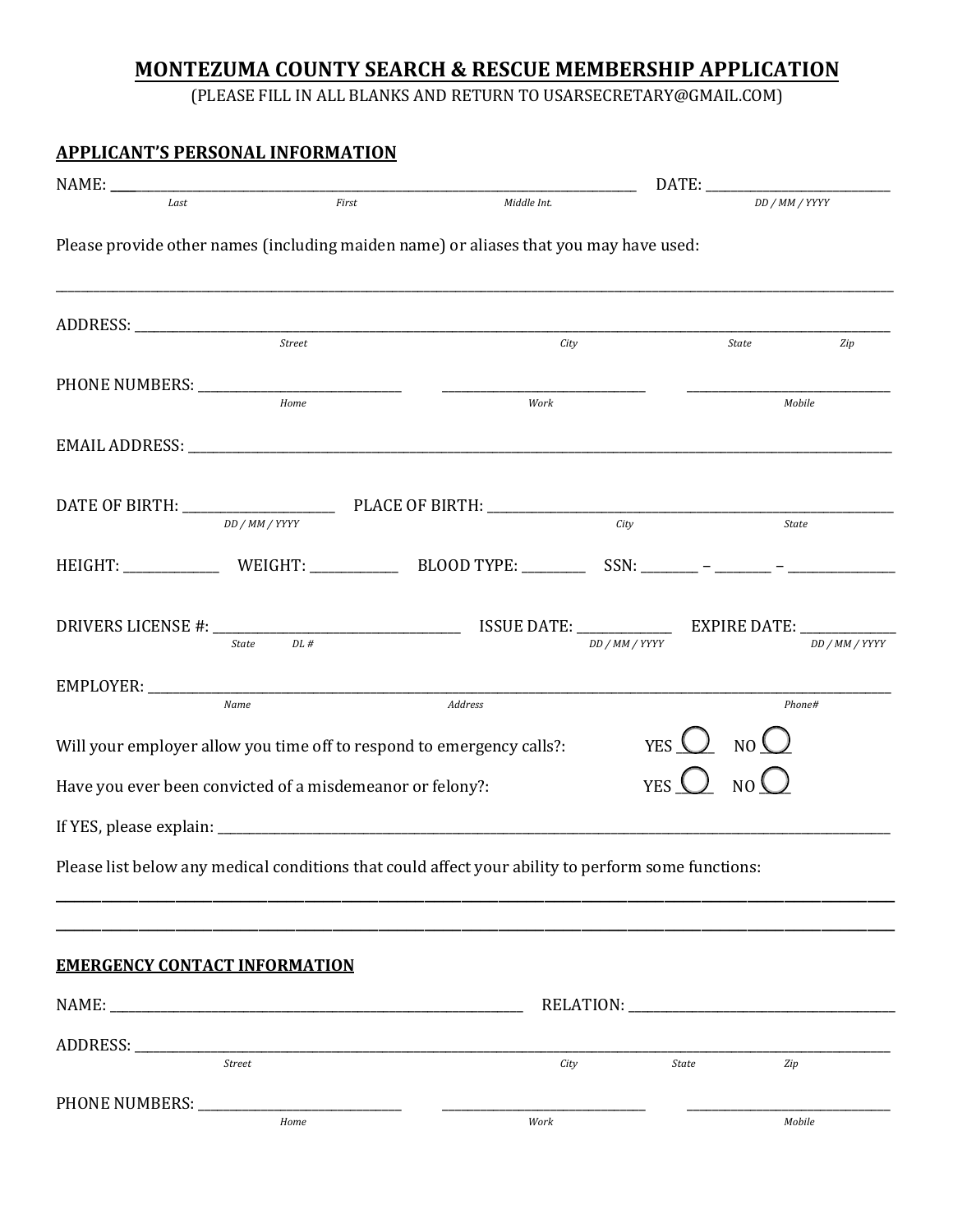# MONTEZUMA COUNTY SEARCH & RESCUE MEMBERSHIP APPLICATION

(PLEASE FILL IN ALL BLANKS AND RETURN TO USARSECRETARY@GMAIL.COM)

## APPLICANT'S PERSONAL INFORMATION

NAME: ______________________________________________ DATE: ____________________
*Last* *First* *Middle Int.* *DD / MM / YYYY*

Please provide other names (including maiden name) or aliases that you may have used:

______________________________________________________________________________

ADDRESS: ______________________________________________________________________
*Street* *City* *State* *Zip*

PHONE NUMBERS: ____________________ ____________________ ____________________
*Home* *Work* *Mobile*

EMAIL ADDRESS: ________________________________________________________________

DATE OF BIRTH: ________________ PLACE OF BIRTH: _______________________________
*DD / MM / YYYY* *City* *State*

HEIGHT: __________ WEIGHT: __________ BLOOD TYPE: ________ SSN: ______ – ______ – __________

DRIVERS LICENSE #: ______________________ ISSUE DATE: __________ EXPIRE DATE: __________
*State* *DL #* *DD / MM / YYYY* *DD / MM / YYYY*

EMPLOYER: _____________________________________________________________________
*Name* *Address* *Phone#*

Will your employer allow you time off to respond to emergency calls?: YES ◯ NO ◯

Have you ever been convicted of a misdemeanor or felony?: YES ◯ NO ◯

If YES, please explain: __________________________________________________________

Please list below any medical conditions that could affect your ability to perform some functions:

______________________________________________________________________________

______________________________________________________________________________

## EMERGENCY CONTACT INFORMATION

NAME: ________________________________________ RELATION: ___________________________

ADDRESS: ______________________________________________________________________
*Street* *City* *State* *Zip*

PHONE NUMBERS: ____________________ ____________________ ____________________
*Home* *Work* *Mobile*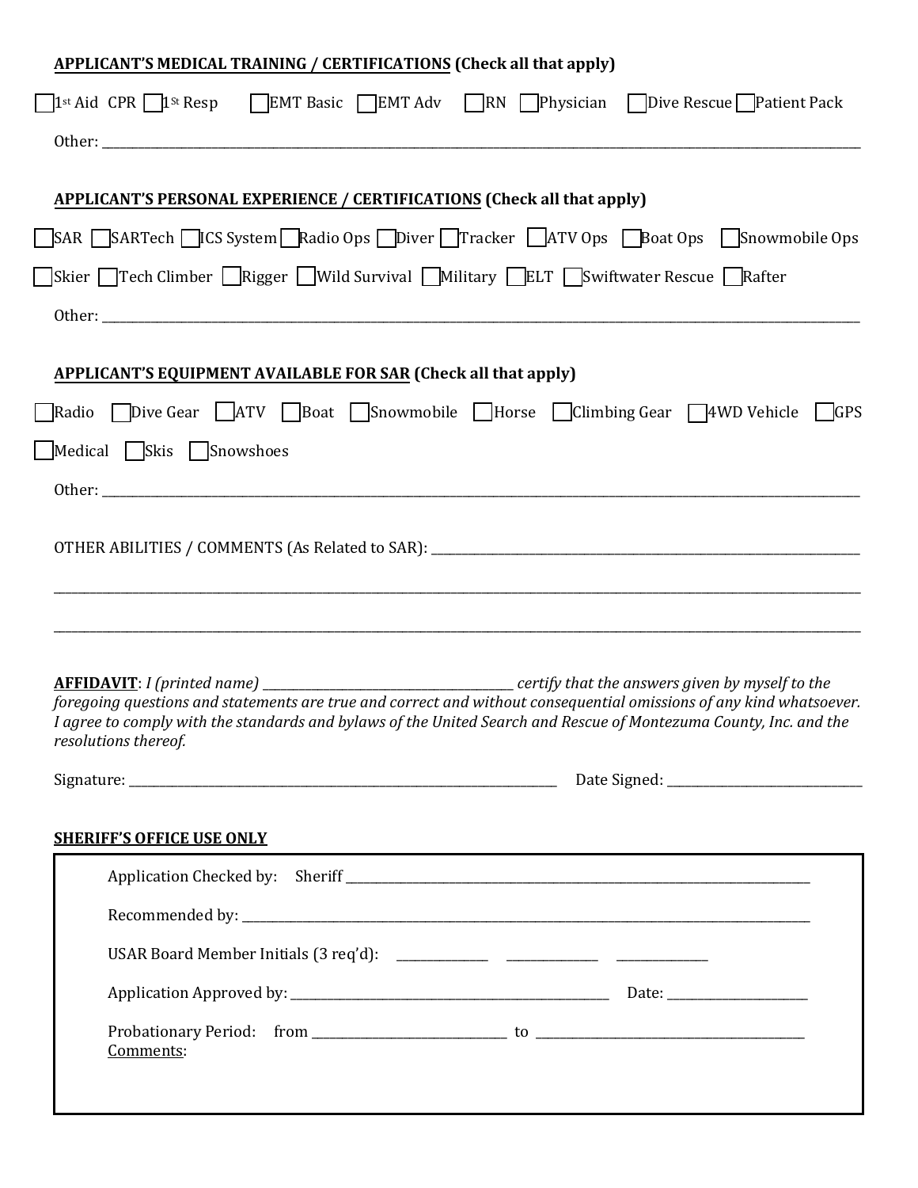**APPLICANT'S MEDICAL TRAINING / CERTIFICATIONS (Check all that apply)**

☐ 1st Aid CPR ☐ 1St Resp ☐ EMT Basic ☐ EMT Adv ☐ RN ☐ Physician ☐ Dive Rescue ☐ Patient Pack

Other: ___________________________________________________________________________

**APPLICANT'S PERSONAL EXPERIENCE / CERTIFICATIONS (Check all that apply)**

☐ SAR ☐ SARTech ☐ ICS System ☐ Radio Ops ☐ Diver ☐ Tracker ☐ ATV Ops ☐ Boat Ops ☐ Snowmobile Ops

☐ Skier ☐ Tech Climber ☐ Rigger ☐ Wild Survival ☐ Military ☐ ELT ☐ Swiftwater Rescue ☐ Rafter

Other: ___________________________________________________________________________

**APPLICANT'S EQUIPMENT AVAILABLE FOR SAR (Check all that apply)**

☐ Radio ☐ Dive Gear ☐ ATV ☐ Boat ☐ Snowmobile ☐ Horse ☐ Climbing Gear ☐ 4WD Vehicle ☐ GPS

☐ Medical ☐ Skis ☐ Snowshoes

Other: ___________________________________________________________________________

OTHER ABILITIES / COMMENTS (As Related to SAR): ____________________________________________

_________________________________________________________________________________

_________________________________________________________________________________

**AFFIDAVIT**: *I (printed name) ____________________ certify that the answers given by myself to the foregoing questions and statements are true and correct and without consequential omissions of any kind whatsoever. I agree to comply with the standards and bylaws of the United Search and Rescue of Montezuma County, Inc. and the resolutions thereof.*

Signature: ________________________________________ Date Signed: ____________________

**SHERIFF'S OFFICE USE ONLY**

Application Checked by: Sheriff ________________________________________

Recommended by: ________________________________________

USAR Board Member Initials (3 req'd): __________ __________ __________

Application Approved by: ______________________________ Date: ______________

Probationary Period: from ____________________ to ____________________

Comments: